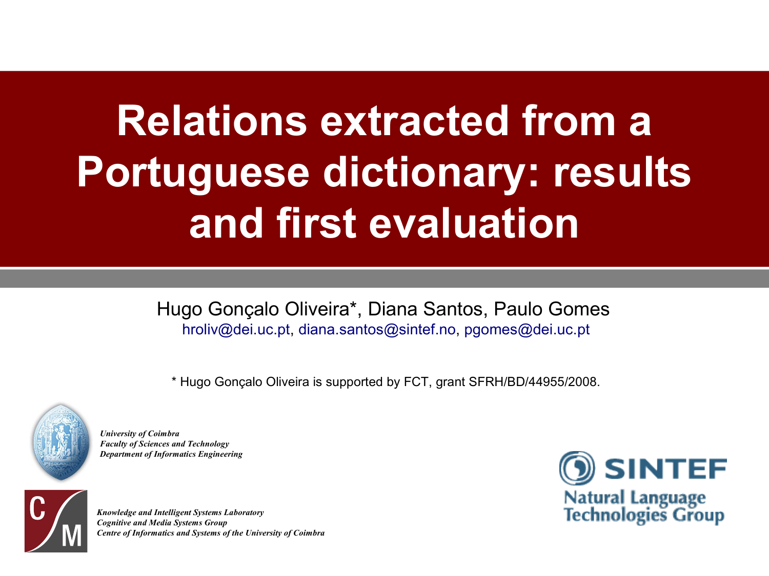# Relations extracted from a Portuguese dictionary: results and first evaluation

Hugo Gonçalo Oliveira*, Diana Santos, Paulo Gomes

hroliv@dei.uc.pt, diana.santos@sintef.no, pgomes@dei.uc.pt

\* Hugo Gonçalo Oliveira is supported by FCT, grant SFRH/BD/44955/2008.

*University of Coimbra*
*Faculty of Sciences and Technology*
*Department of Informatics Engineering*

*Knowledge and Intelligent Systems Laboratory*
*Cognitive and Media Systems Group*
*Centre of Informatics and Systems of the University of Coimbra*

SINTEF
Natural Language Technologies Group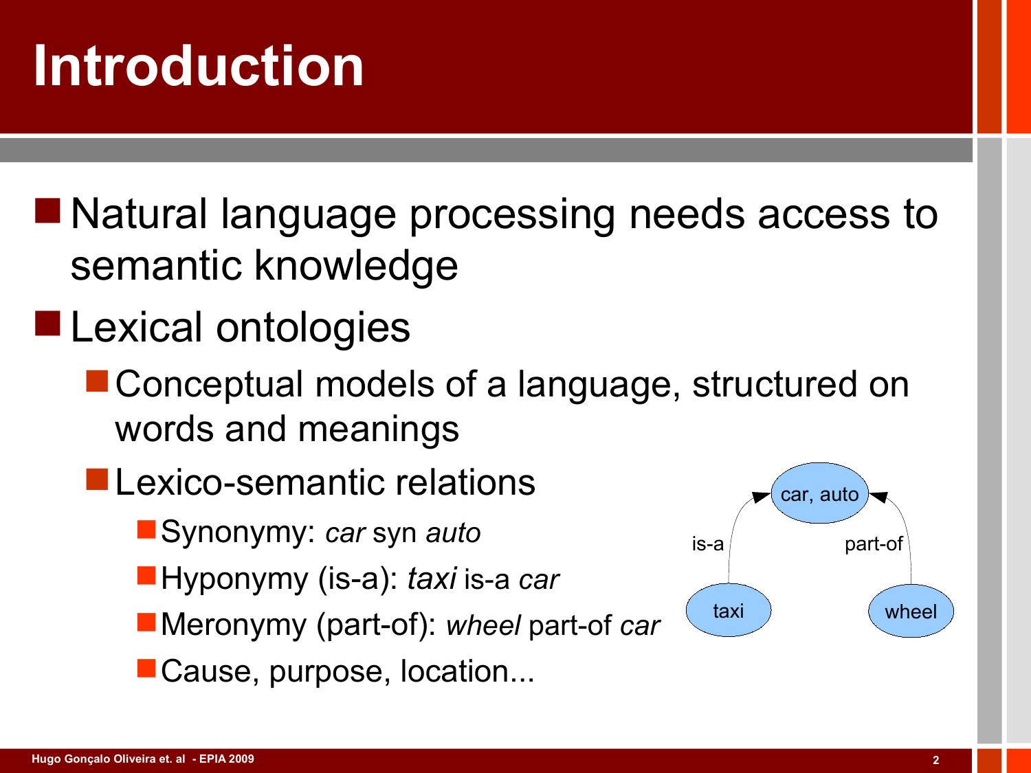# Introduction

- Natural language processing needs access to semantic knowledge
- Lexical ontologies
  - Conceptual models of a language, structured on words and meanings
  - Lexico-semantic relations
    - Synonymy: *car* syn *auto*
    - Hyponymy (is-a): *taxi* is-a *car*
    - Meronymy (part-of): *wheel* part-of *car*
    - Cause, purpose, location...

car, auto

is-a

part-of

taxi

wheel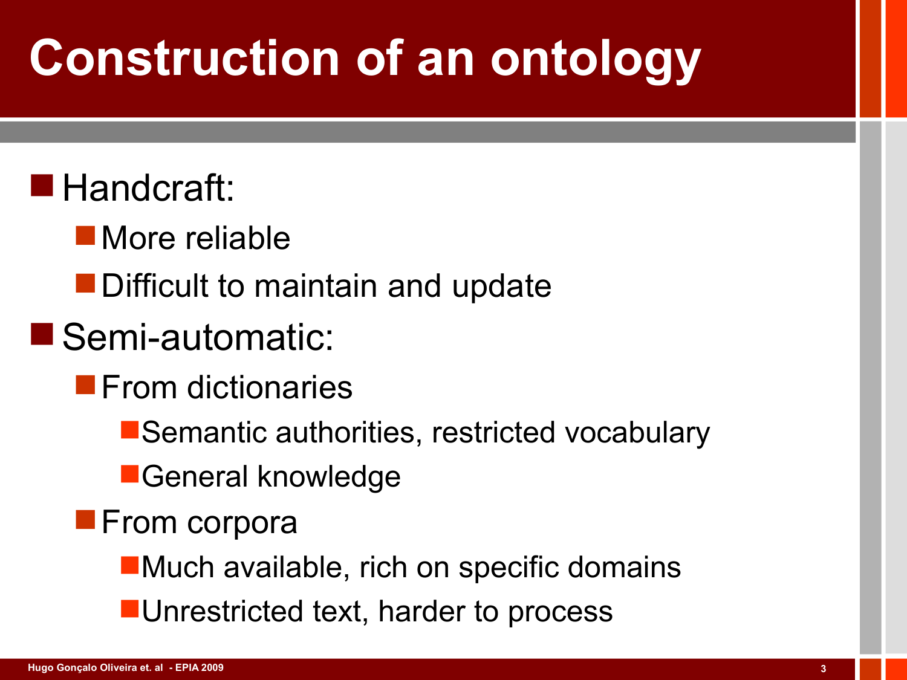# Construction of an ontology

- Handcraft:
  - More reliable
  - Difficult to maintain and update
- Semi-automatic:
  - From dictionaries
    - Semantic authorities, restricted vocabulary
    - General knowledge
  - From corpora
    - Much available, rich on specific domains
    - Unrestricted text, harder to process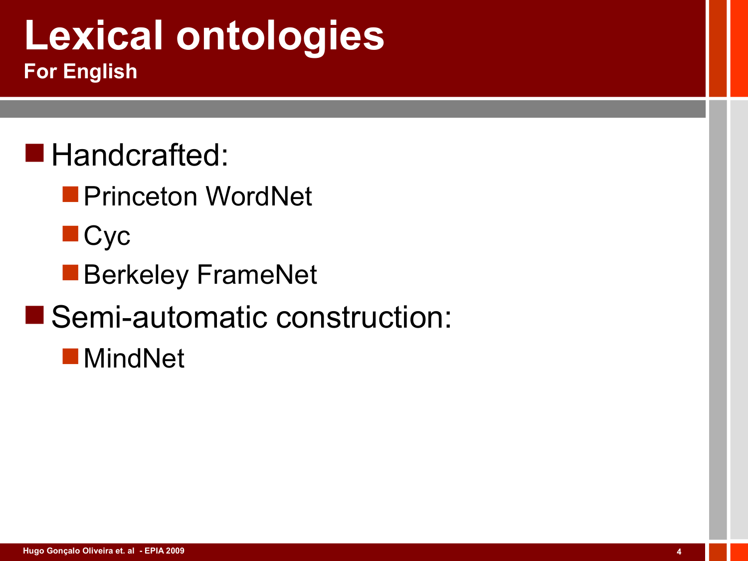# Lexical ontologies

## For English

- Handcrafted:
  - Princeton WordNet
  - Cyc
  - Berkeley FrameNet
- Semi-automatic construction:
  - MindNet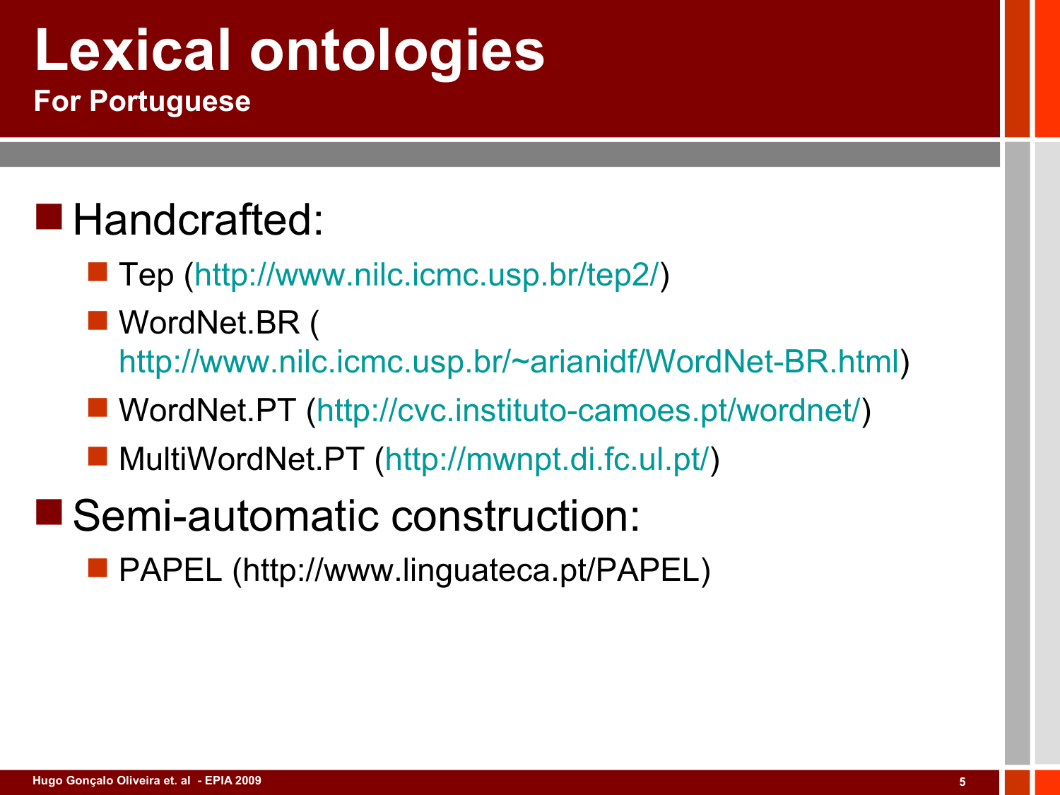# Lexical ontologies

## For Portuguese

- Handcrafted:
  - Tep (http://www.nilc.icmc.usp.br/tep2/)
  - WordNet.BR (http://www.nilc.icmc.usp.br/~arianidf/WordNet-BR.html)
  - WordNet.PT (http://cvc.instituto-camoes.pt/wordnet/)
  - MultiWordNet.PT (http://mwnpt.di.fc.ul.pt/)
- Semi-automatic construction:
  - PAPEL (http://www.linguateca.pt/PAPEL)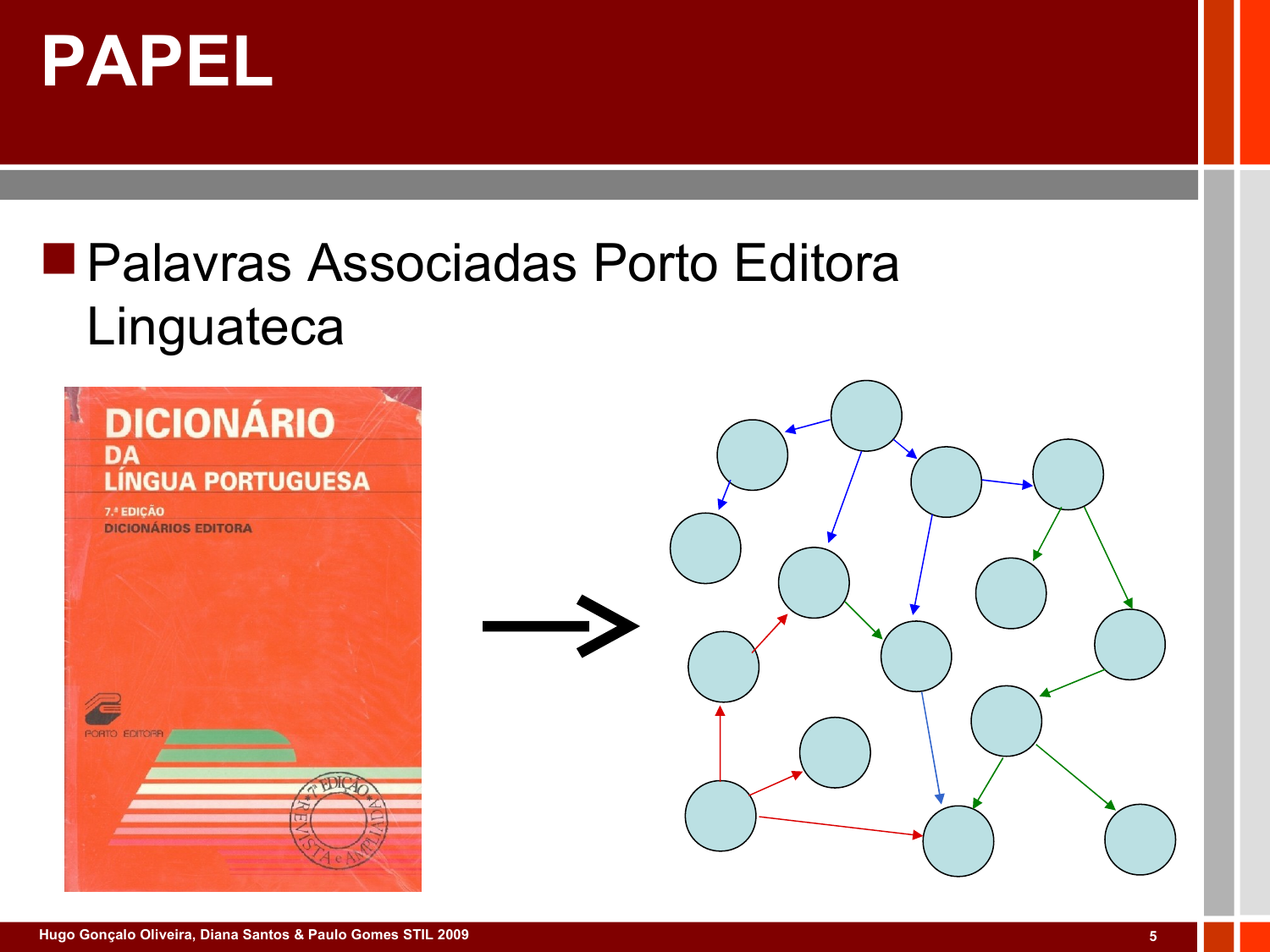# PAPEL

- Palavras Associadas Porto Editora Linguateca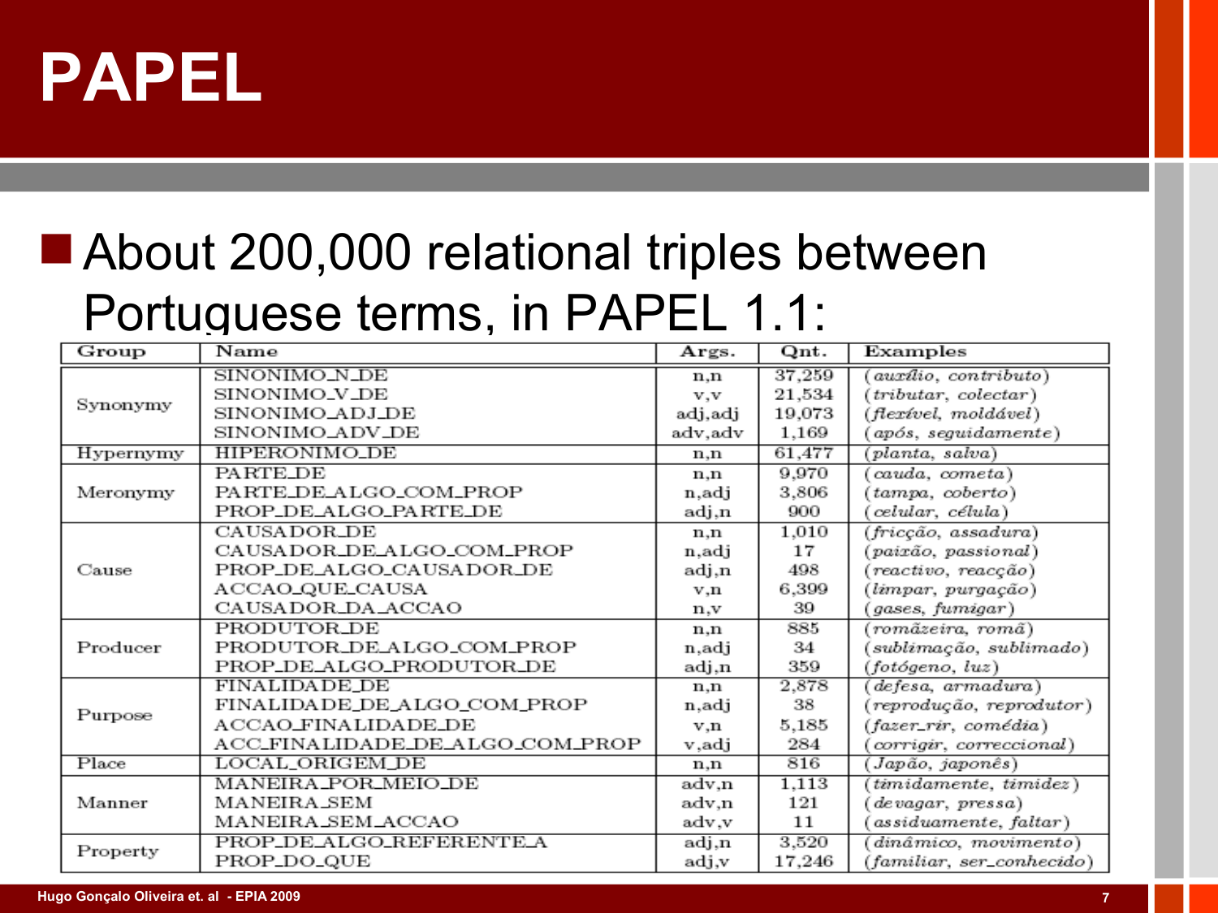# PAPEL

- About 200,000 relational triples between Portuguese terms, in PAPEL 1.1:

| Group | Name | Args. | Qnt. | Examples |
|---|---|---|---|---|
| Synonymy | SINONIMO_N_DE | n,n | 37,259 | (*auxílio, contributo*) |
| | SINONIMO_V_DE | v,v | 21,534 | (*tributar, colectar*) |
| | SINONIMO_ADJ_DE | adj,adj | 19,073 | (*flexível, moldável*) |
| | SINONIMO_ADV_DE | adv,adv | 1,169 | (*após, seguidamente*) |
| Hypernymy | HIPERONIMO_DE | n,n | 61,477 | (*planta, salva*) |
| Meronymy | PARTE_DE | n,n | 9,970 | (*cauda, cometa*) |
| | PARTE_DE_ALGO_COM_PROP | n,adj | 3,806 | (*tampa, coberto*) |
| | PROP_DE_ALGO_PARTE_DE | adj,n | 900 | (*celular, célula*) |
| Cause | CAUSADOR_DE | n,n | 1,010 | (*fricção, assadura*) |
| | CAUSADOR_DE_ALGO_COM_PROP | n,adj | 17 | (*paixão, passional*) |
| | PROP_DE_ALGO_CAUSADOR_DE | adj,n | 498 | (*reactivo, reacção*) |
| | ACCAO_QUE_CAUSA | v,n | 6,399 | (*limpar, purgação*) |
| | CAUSADOR_DA_ACCAO | n,v | 39 | (*gases, fumigar*) |
| Producer | PRODUTOR_DE | n,n | 885 | (*romãzeira, romã*) |
| | PRODUTOR_DE_ALGO_COM_PROP | n,adj | 34 | (*sublimação, sublimado*) |
| | PROP_DE_ALGO_PRODUTOR_DE | adj,n | 359 | (*fotógeno, luz*) |
| Purpose | FINALIDADE_DE | n,n | 2,878 | (*defesa, armadura*) |
| | FINALIDADE_DE_ALGO_COM_PROP | n,adj | 38 | (*reprodução, reprodutor*) |
| | ACCAO_FINALIDADE_DE | v,n | 5,185 | (*fazer_rir, comédia*) |
| | ACC_FINALIDADE_DE_ALGO_COM_PROP | v,adj | 284 | (*corrigir, correccional*) |
| Place | LOCAL_ORIGEM_DE | n,n | 816 | (*Japão, japonês*) |
| Manner | MANEIRA_POR_MEIO_DE | adv,n | 1,113 | (*timidamente, timidez*) |
| | MANEIRA_SEM | adv,n | 121 | (*devagar, pressa*) |
| | MANEIRA_SEM_ACCAO | adv,v | 11 | (*assiduamente, faltar*) |
| Property | PROP_DE_ALGO_REFERENTE_A | adj,n | 3,520 | (*dinâmico, movimento*) |
| | PROP_DO_QUE | adj,v | 17,246 | (*familiar, ser_conhecido*) |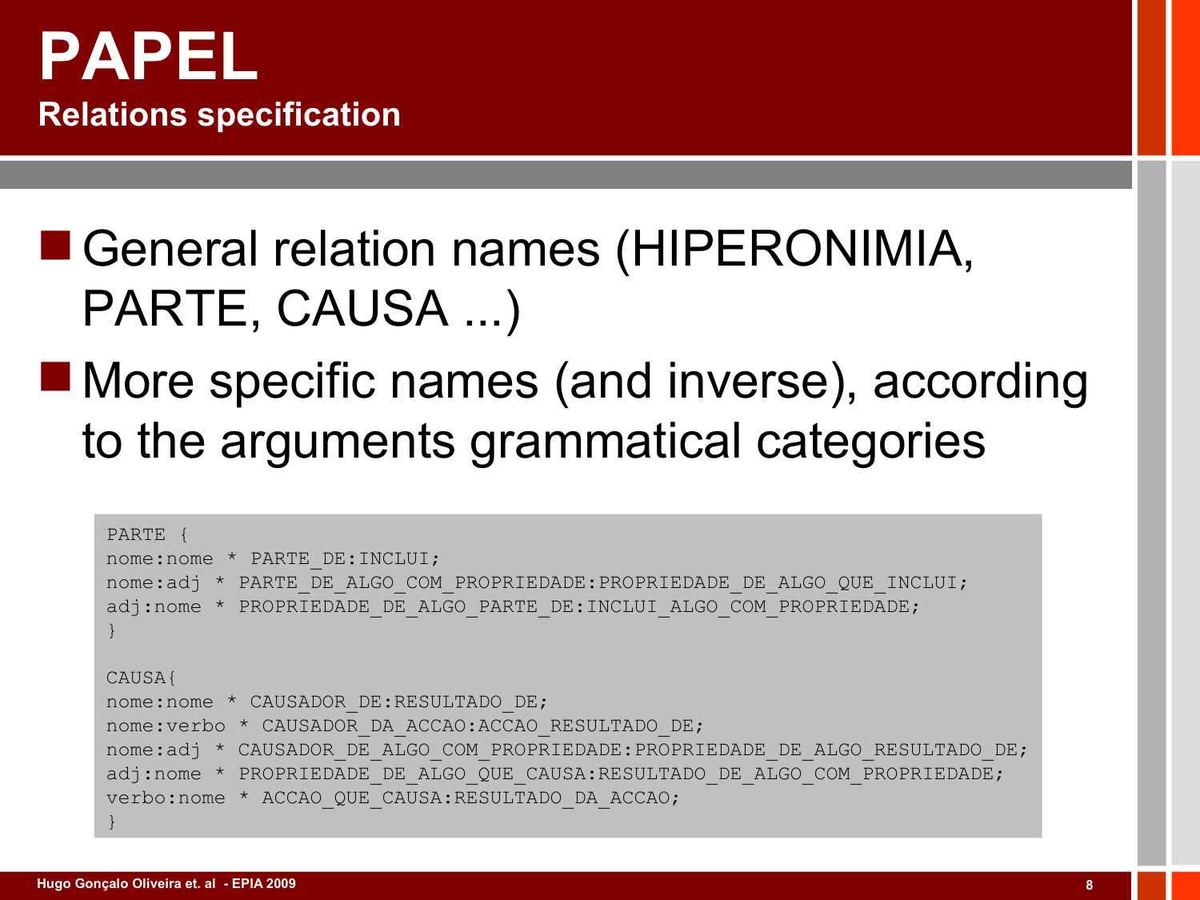# PAPEL

## Relations specification

- General relation names (HIPERONIMIA, PARTE, CAUSA ...)
- More specific names (and inverse), according to the arguments grammatical categories

```
PARTE {
nome:nome * PARTE_DE:INCLUI;
nome:adj * PARTE_DE_ALGO_COM_PROPRIEDADE:PROPRIEDADE_DE_ALGO_QUE_INCLUI;
adj:nome * PROPRIEDADE_DE_ALGO_PARTE_DE:INCLUI_ALGO_COM_PROPRIEDADE;
}

CAUSA{
nome:nome * CAUSADOR_DE:RESULTADO_DE;
nome:verbo * CAUSADOR_DA_ACCAO:ACCAO_RESULTADO_DE;
nome:adj * CAUSADOR_DE_ALGO_COM_PROPRIEDADE:PROPRIEDADE_DE_ALGO_RESULTADO_DE;
adj:nome * PROPRIEDADE_DE_ALGO_QUE_CAUSA:RESULTADO_DE_ALGO_COM_PROPRIEDADE;
verbo:nome * ACCAO_QUE_CAUSA:RESULTADO_DA_ACCAO;
}
```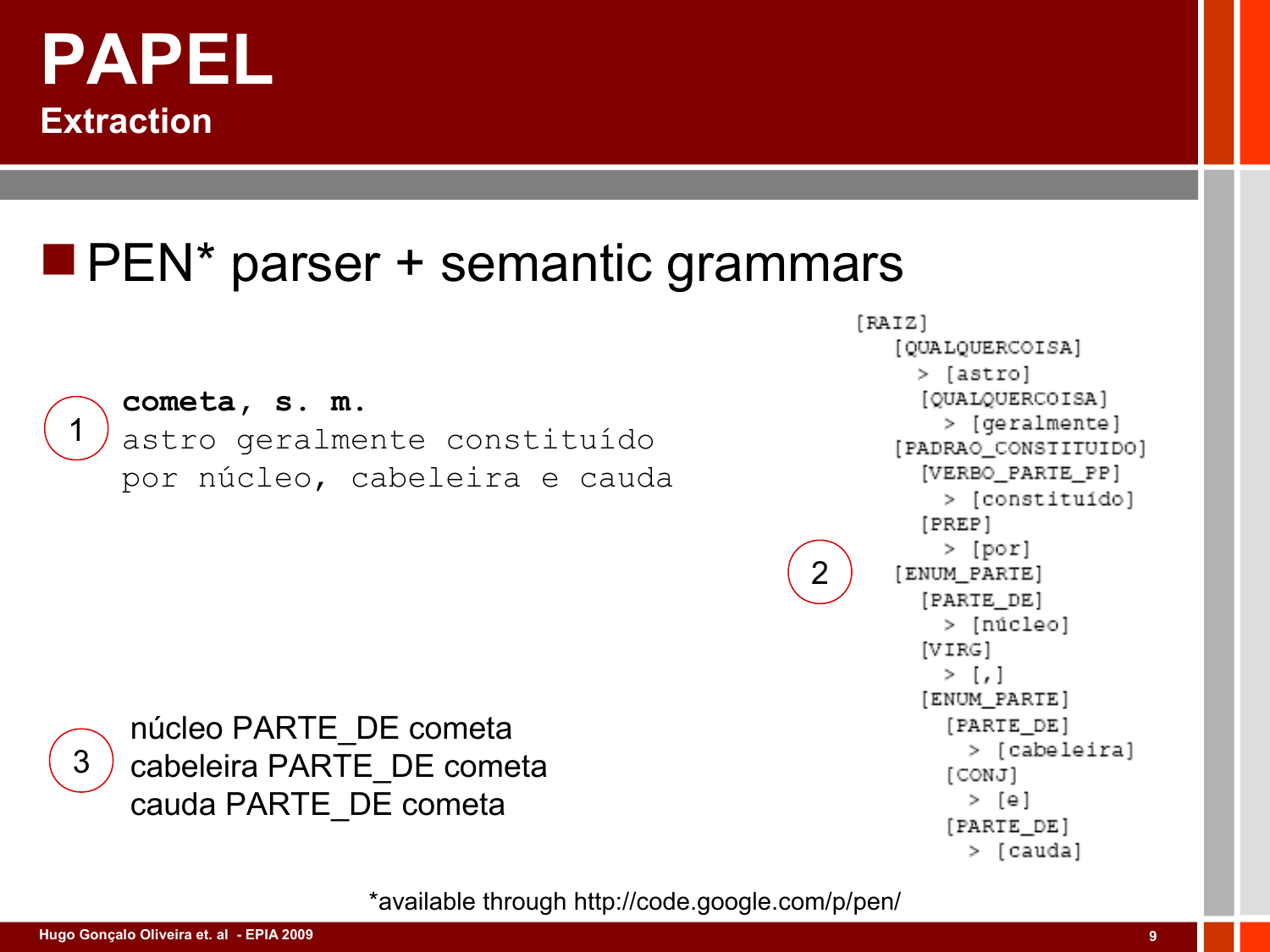# PAPEL

## Extraction

- PEN* parser + semantic grammars

1

```
cometa, s. m.
astro geralmente constituído
por núcleo, cabeleira e cauda
```

2

```
[RAIZ]
   [QUALQUERCOISA]
     > [astro]
     [QUALQUERCOISA]
       > [geralmente]
   [PADRAO_CONSTITUIDO]
     [VERBO_PARTE_PP]
       > [constituído]
     [PREP]
       > [por]
   [ENUM_PARTE]
     [PARTE_DE]
       > [núcleo]
     [VIRG]
       > [,]
     [ENUM_PARTE]
       [PARTE_DE]
         > [cabeleira]
       [CONJ]
         > [e]
       [PARTE_DE]
         > [cauda]
```

3

núcleo PARTE_DE cometa
cabeleira PARTE_DE cometa
cauda PARTE_DE cometa

*available through http://code.google.com/p/pen/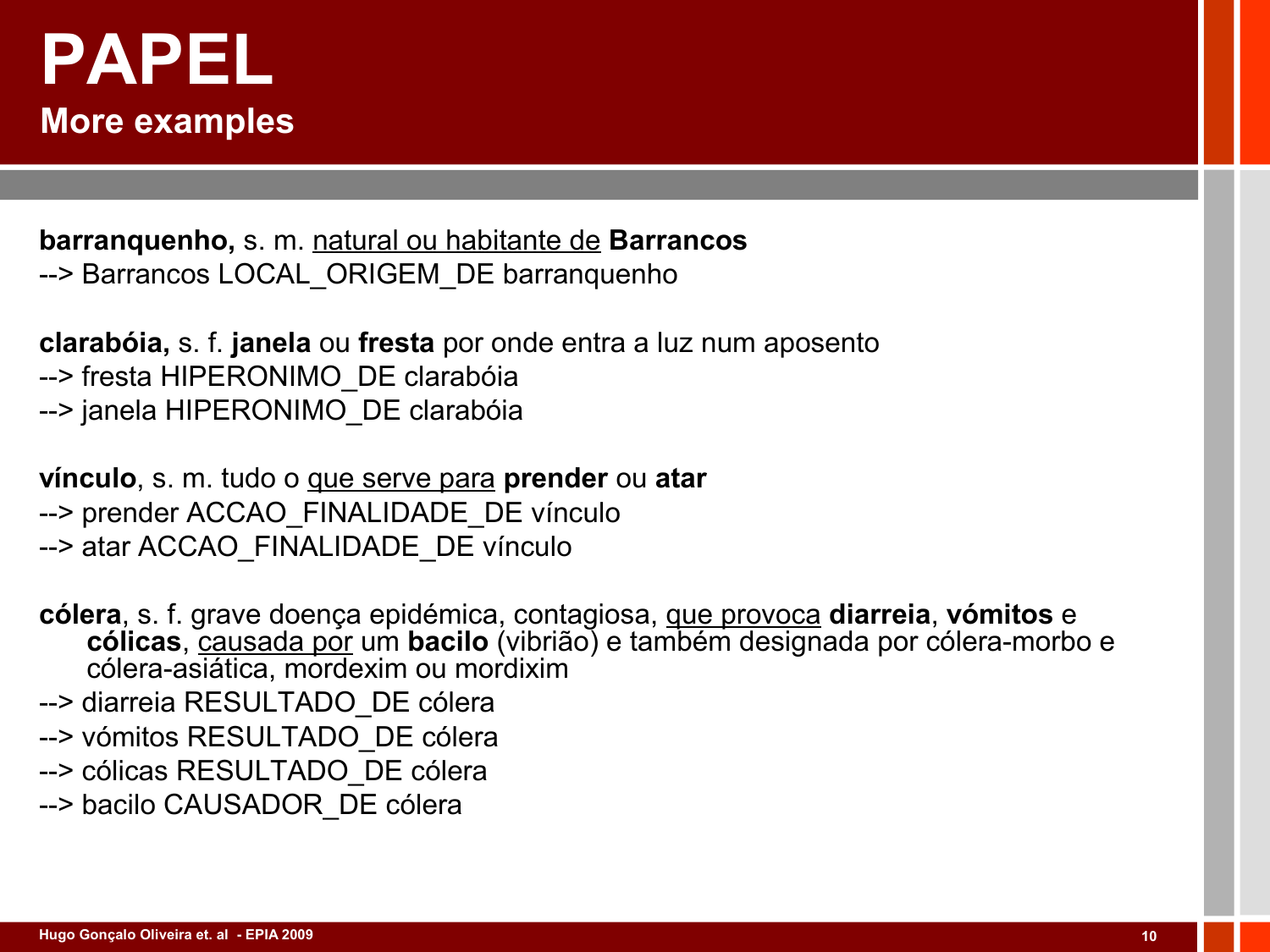# PAPEL

## More examples

**barranquenho,** s. m. <u>natural ou habitante de</u> **Barrancos**
--> Barrancos LOCAL_ORIGEM_DE barranquenho

**clarabóia,** s. f. **janela** ou **fresta** por onde entra a luz num aposento
--> fresta HIPERONIMO_DE clarabóia
--> janela HIPERONIMO_DE clarabóia

**vínculo**, s. m. tudo o <u>que serve para</u> **prender** ou **atar**
--> prender ACCAO_FINALIDADE_DE vínculo
--> atar ACCAO_FINALIDADE_DE vínculo

**cólera**, s. f. grave doença epidémica, contagiosa, <u>que provoca</u> **diarreia**, **vómitos** e **cólicas**, <u>causada por</u> um **bacilo** (vibrião) e também designada por cólera-morbo e cólera-asiática, mordexim ou mordixim
--> diarreia RESULTADO_DE cólera
--> vómitos RESULTADO_DE cólera
--> cólicas RESULTADO_DE cólera
--> bacilo CAUSADOR_DE cólera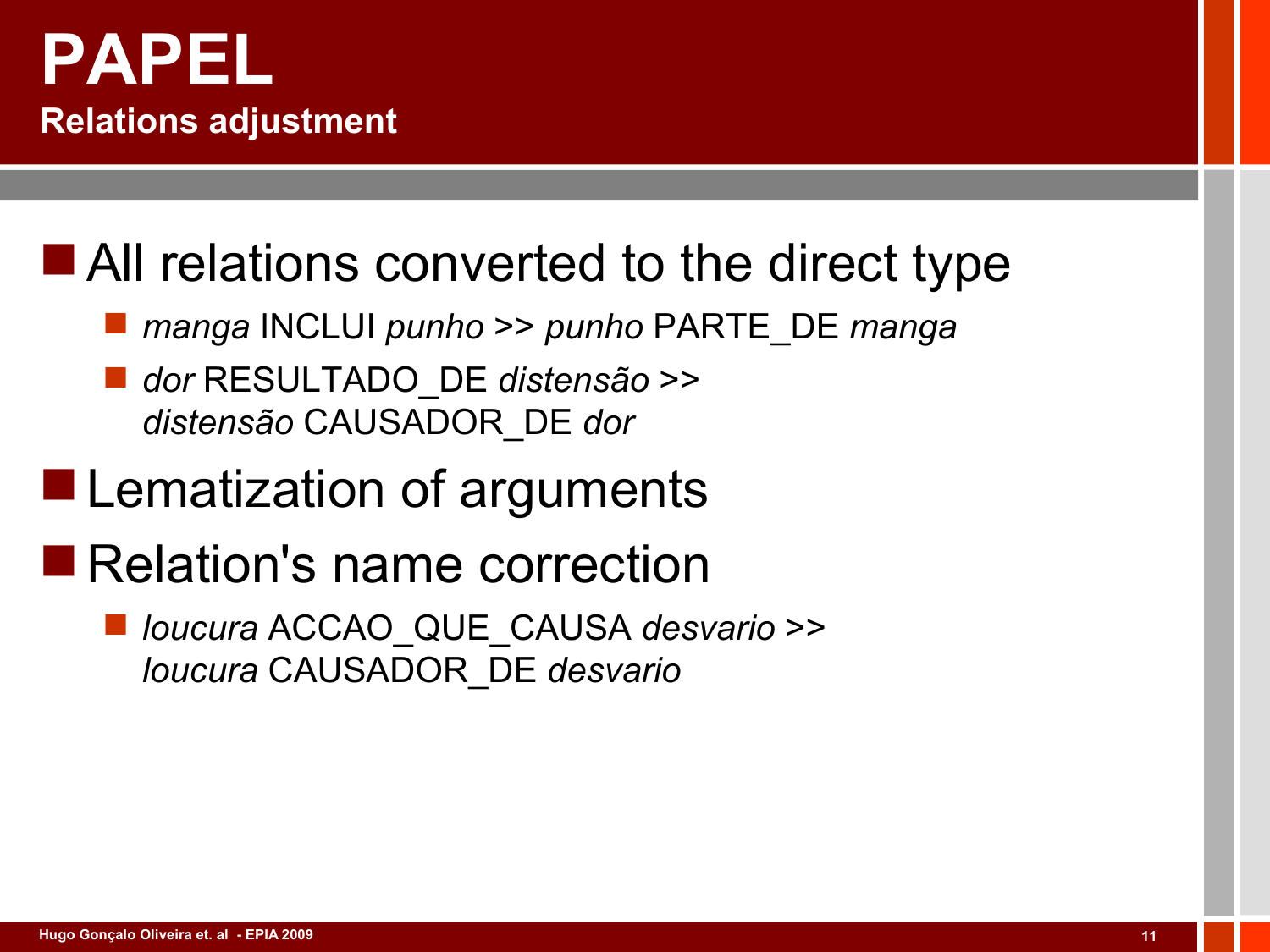# PAPEL

## Relations adjustment

- All relations converted to the direct type
  - *manga* INCLUI *punho* >> *punho* PARTE_DE *manga*
  - *dor* RESULTADO_DE *distensão* >> *distensão* CAUSADOR_DE *dor*
- Lematization of arguments
- Relation's name correction
  - *loucura* ACCAO_QUE_CAUSA *desvario* >> *loucura* CAUSADOR_DE *desvario*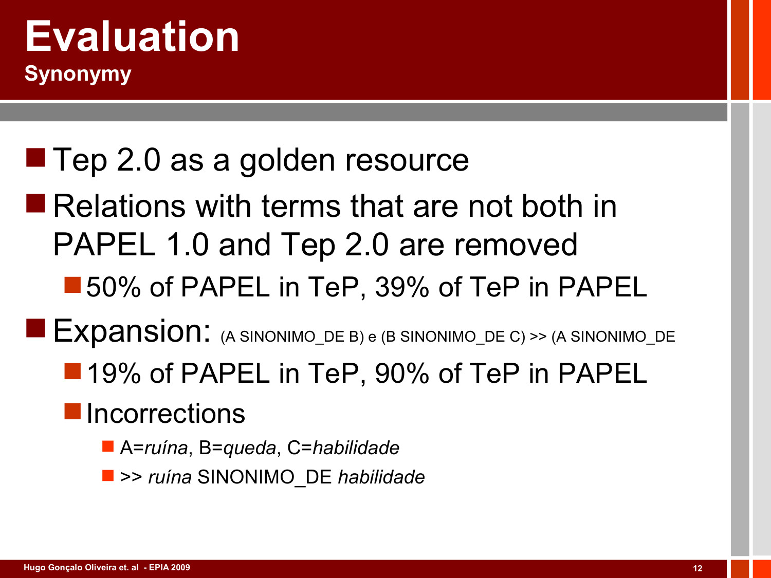# Evaluation

## Synonymy

- Tep 2.0 as a golden resource
- Relations with terms that are not both in PAPEL 1.0 and Tep 2.0 are removed
  - 50% of PAPEL in TeP, 39% of TeP in PAPEL
- Expansion: (A SINONIMO_DE B) e (B SINONIMO_DE C) >> (A SINONIMO_DE
  - 19% of PAPEL in TeP, 90% of TeP in PAPEL
  - Incorrections
    - A=*ruína*, B=*queda*, C=*habilidade*
    - >> *ruína* SINONIMO_DE *habilidade*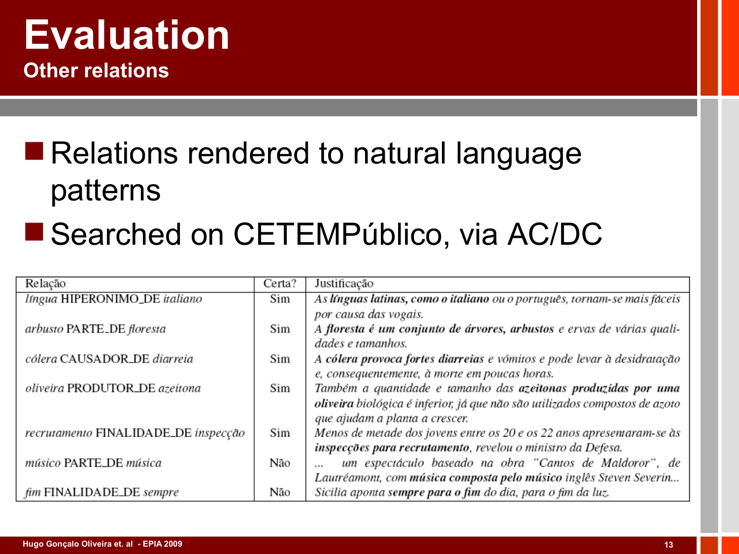# Evaluation

## Other relations

- Relations rendered to natural language patterns
- Searched on CETEMPúblico, via AC/DC

| Relação | Certa? | Justificação |
|---|---|---|
| *língua* HIPERONIMO_DE *italiano* | Sim | *As **línguas latinas, como o italiano** ou o português, tornam-se mais fáceis por causa das vogais.* |
| *arbusto* PARTE_DE *floresta* | Sim | *A **floresta é um conjunto de árvores, arbustos** e ervas de várias qualidades e tamanhos.* |
| *cólera* CAUSADOR_DE *diarreia* | Sim | *A **cólera provoca fortes diarreias** e vómitos e pode levar à desidratação e, consequentemente, à morte em poucas horas.* |
| *oliveira* PRODUTOR_DE *azeitona* | Sim | *Também a quantidade e tamanho das **azeitonas produzidas por uma oliveira** biológica é inferior, já que não são utilizados compostos de azoto que ajudam a planta a crescer.* |
| *recrutamento* FINALIDADE_DE *inspecção* | Sim | *Menos de metade dos jovens entre os 20 e os 22 anos apresentaram-se às **inspecções para recrutamento**, revelou o ministro da Defesa.* |
| *músico* PARTE_DE *música* | Não | *... um espectáculo baseado na obra "Cantos de Maldoror", de Lautréamont, com **música composta pelo músico** inglês Steven Severin...* |
| *fim* FINALIDADE_DE *sempre* | Não | *Sicilia aponta **sempre para o fim** do dia, para o fim da luz.* |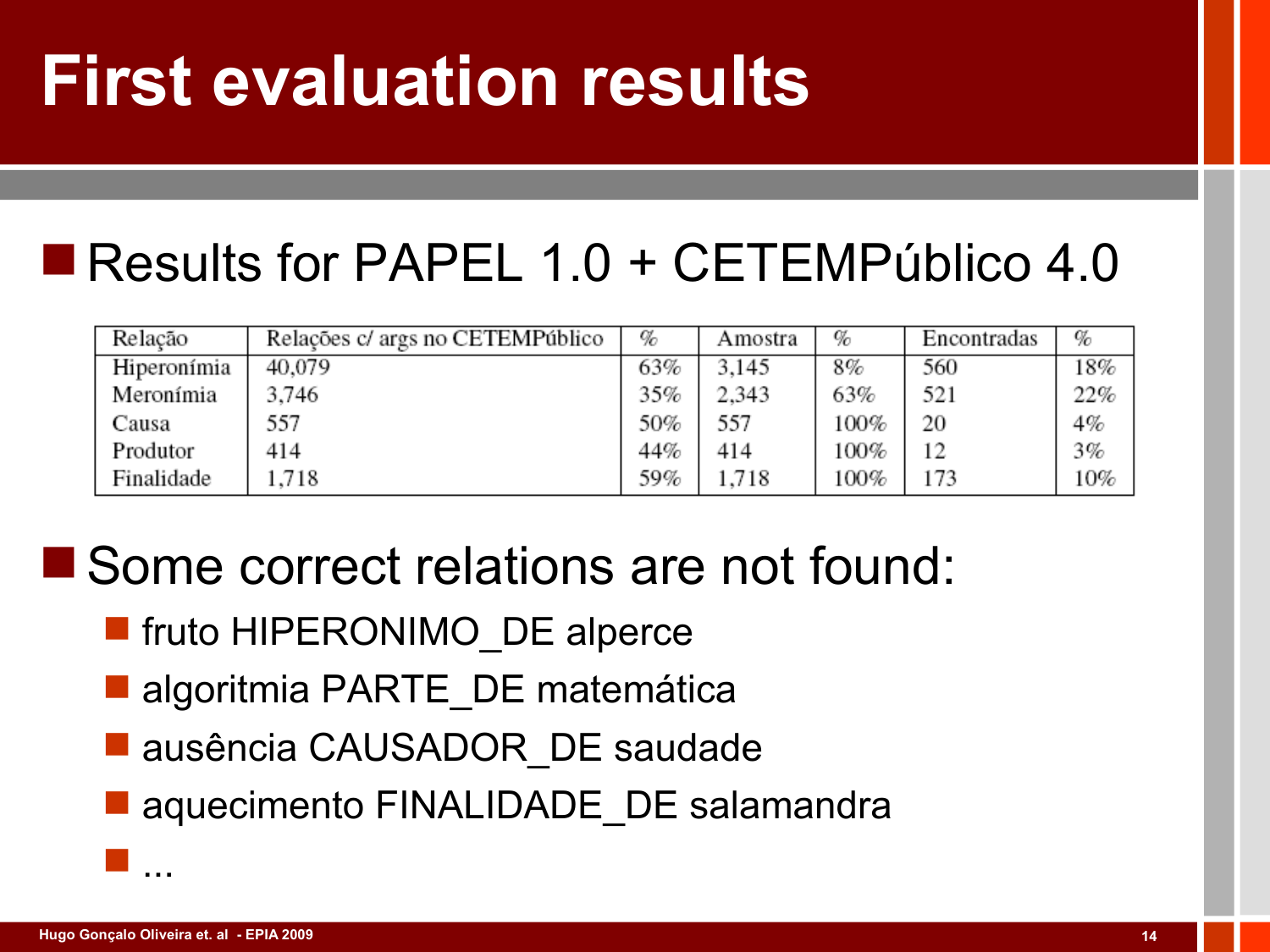# First evaluation results

- Results for PAPEL 1.0 + CETEMPúblico 4.0

| Relação | Relações c/ args no CETEMPúblico | % | Amostra | % | Encontradas | % |
|---|---|---|---|---|---|---|
| Hiperonímia | 40,079 | 63% | 3,145 | 8% | 560 | 18% |
| Meronímia | 3,746 | 35% | 2,343 | 63% | 521 | 22% |
| Causa | 557 | 50% | 557 | 100% | 20 | 4% |
| Produtor | 414 | 44% | 414 | 100% | 12 | 3% |
| Finalidade | 1,718 | 59% | 1,718 | 100% | 173 | 10% |

- Some correct relations are not found:
  - fruto HIPERONIMO_DE alperce
  - algoritmia PARTE_DE matemática
  - ausência CAUSADOR_DE saudade
  - aquecimento FINALIDADE_DE salamandra
  - ...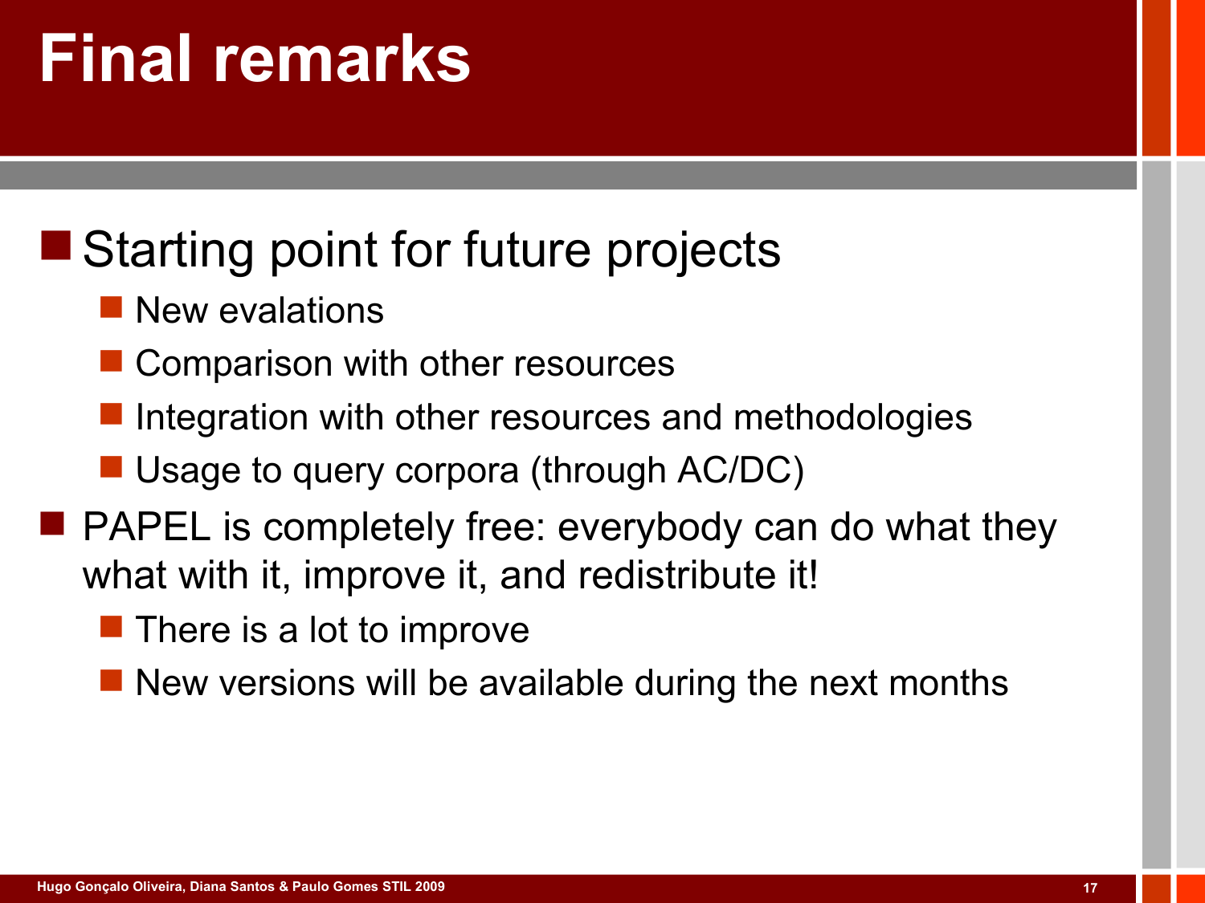# Final remarks

- Starting point for future projects
  - New evalations
  - Comparison with other resources
  - Integration with other resources and methodologies
  - Usage to query corpora (through AC/DC)
- PAPEL is completely free: everybody can do what they what with it, improve it, and redistribute it!
  - There is a lot to improve
  - New versions will be available during the next months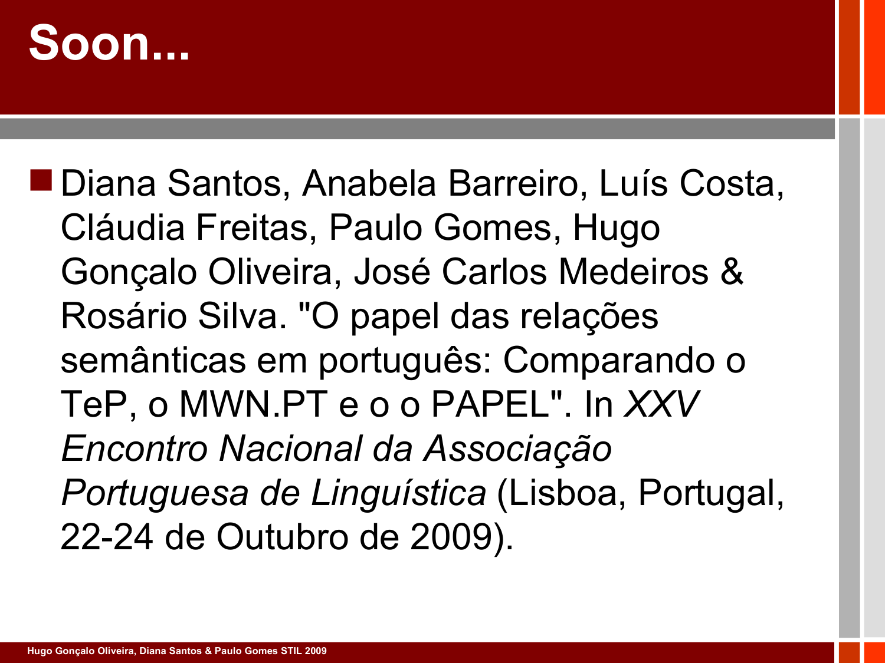# Soon...

- Diana Santos, Anabela Barreiro, Luís Costa, Cláudia Freitas, Paulo Gomes, Hugo Gonçalo Oliveira, José Carlos Medeiros & Rosário Silva. "O papel das relações semânticas em português: Comparando o TeP, o MWN.PT e o o PAPEL". In *XXV Encontro Nacional da Associação Portuguesa de Linguística* (Lisboa, Portugal, 22-24 de Outubro de 2009).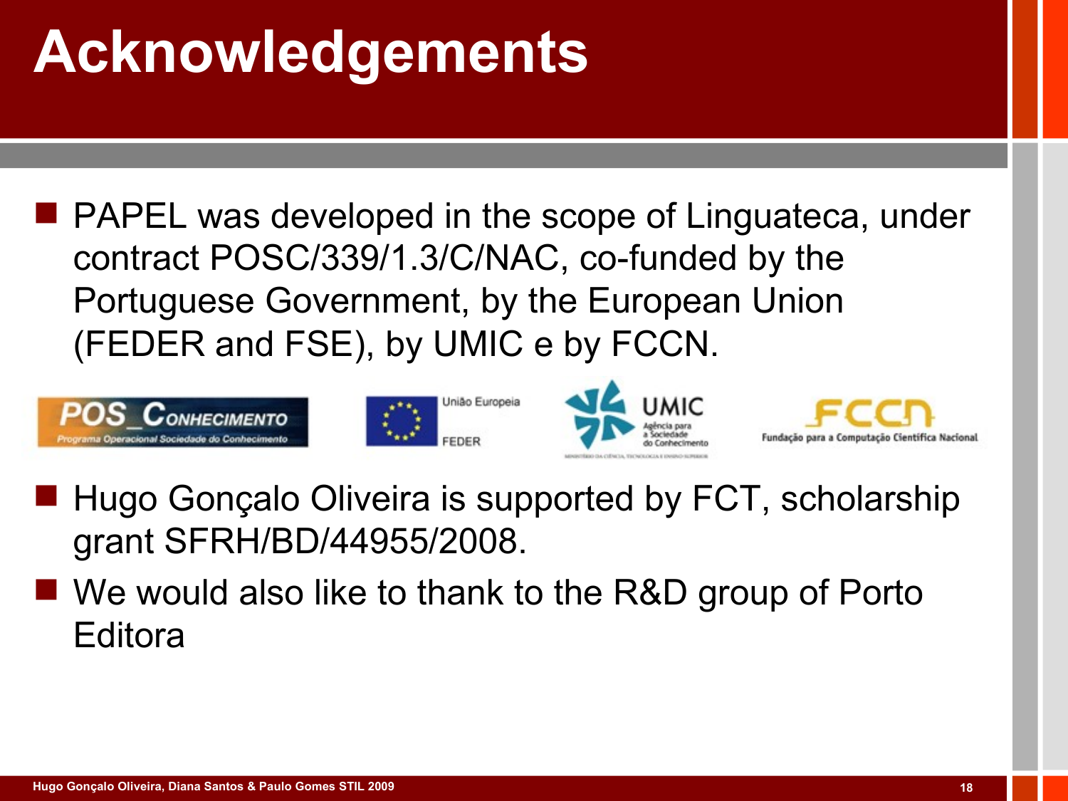# Acknowledgements

- PAPEL was developed in the scope of Linguateca, under contract POSC/339/1.3/C/NAC, co-funded by the Portuguese Government, by the European Union (FEDER and FSE), by UMIC e by FCCN.

- Hugo Gonçalo Oliveira is supported by FCT, scholarship grant SFRH/BD/44955/2008.
- We would also like to thank to the R&D group of Porto Editora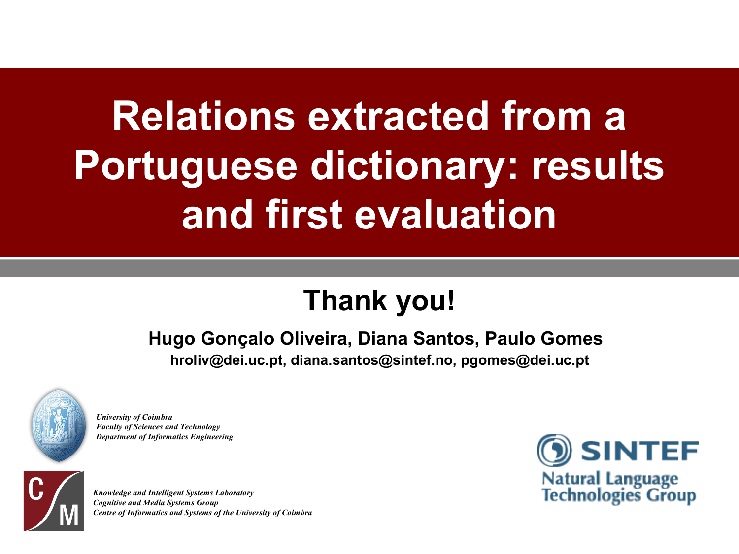# Relations extracted from a Portuguese dictionary: results and first evaluation

## Thank you!

**Hugo Gonçalo Oliveira, Diana Santos, Paulo Gomes**

**hroliv@dei.uc.pt, diana.santos@sintef.no, pgomes@dei.uc.pt**

*University of Coimbra*
*Faculty of Sciences and Technology*
*Department of Informatics Engineering*

*Knowledge and Intelligent Systems Laboratory*
*Cognitive and Media Systems Group*
*Centre of Informatics and Systems of the University of Coimbra*

SINTEF
Natural Language Technologies Group